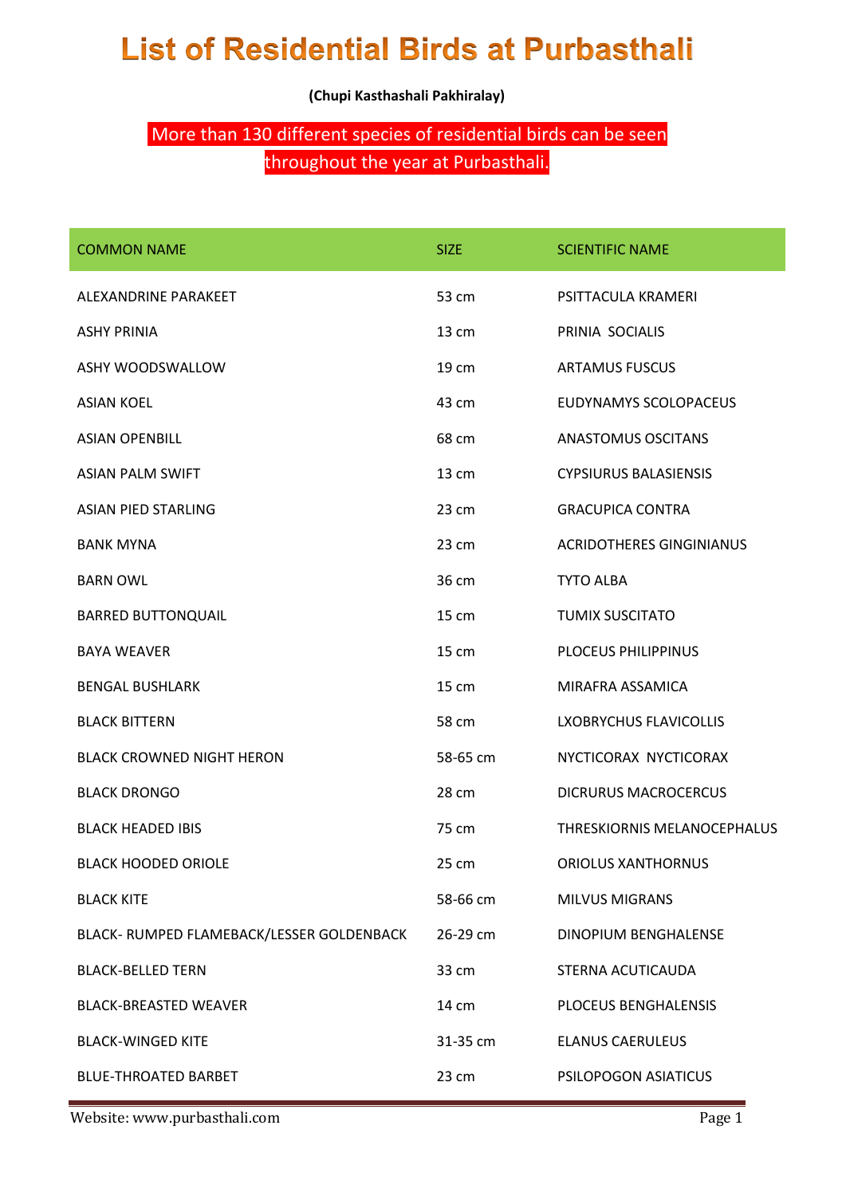# List of Residential Birds at Purbasthali

**(Chupi Kasthashali Pakhiralay)**

More than 130 different species of residential birds can be seen throughout the year at Purbasthali.

| COMMON NAME | SIZE | SCIENTIFIC NAME |
|---|---|---|
| ALEXANDRINE PARAKEET | 53 cm | PSITTACULA KRAMERI |
| ASHY PRINIA | 13 cm | PRINIA SOCIALIS |
| ASHY WOODSWALLOW | 19 cm | ARTAMUS FUSCUS |
| ASIAN KOEL | 43 cm | EUDYNAMYS SCOLOPACEUS |
| ASIAN OPENBILL | 68 cm | ANASTOMUS OSCITANS |
| ASIAN PALM SWIFT | 13 cm | CYPSIURUS BALASIENSIS |
| ASIAN PIED STARLING | 23 cm | GRACUPICA CONTRA |
| BANK MYNA | 23 cm | ACRIDOTHERES GINGINIANUS |
| BARN OWL | 36 cm | TYTO ALBA |
| BARRED BUTTONQUAIL | 15 cm | TUMIX SUSCITATO |
| BAYA WEAVER | 15 cm | PLOCEUS PHILIPPINUS |
| BENGAL BUSHLARK | 15 cm | MIRAFRA ASSAMICA |
| BLACK BITTERN | 58 cm | LXOBRYCHUS FLAVICOLLIS |
| BLACK CROWNED NIGHT HERON | 58-65 cm | NYCTICORAX NYCTICORAX |
| BLACK DRONGO | 28 cm | DICRURUS MACROCERCUS |
| BLACK HEADED IBIS | 75 cm | THRESKIORNIS MELANOCEPHALUS |
| BLACK HOODED ORIOLE | 25 cm | ORIOLUS XANTHORNUS |
| BLACK KITE | 58-66 cm | MILVUS MIGRANS |
| BLACK- RUMPED FLAMEBACK/LESSER GOLDENBACK | 26-29 cm | DINOPIUM BENGHALENSE |
| BLACK-BELLED TERN | 33 cm | STERNA ACUTICAUDA |
| BLACK-BREASTED WEAVER | 14 cm | PLOCEUS BENGHALENSIS |
| BLACK-WINGED KITE | 31-35 cm | ELANUS CAERULEUS |
| BLUE-THROATED BARBET | 23 cm | PSILOPOGON ASIATICUS |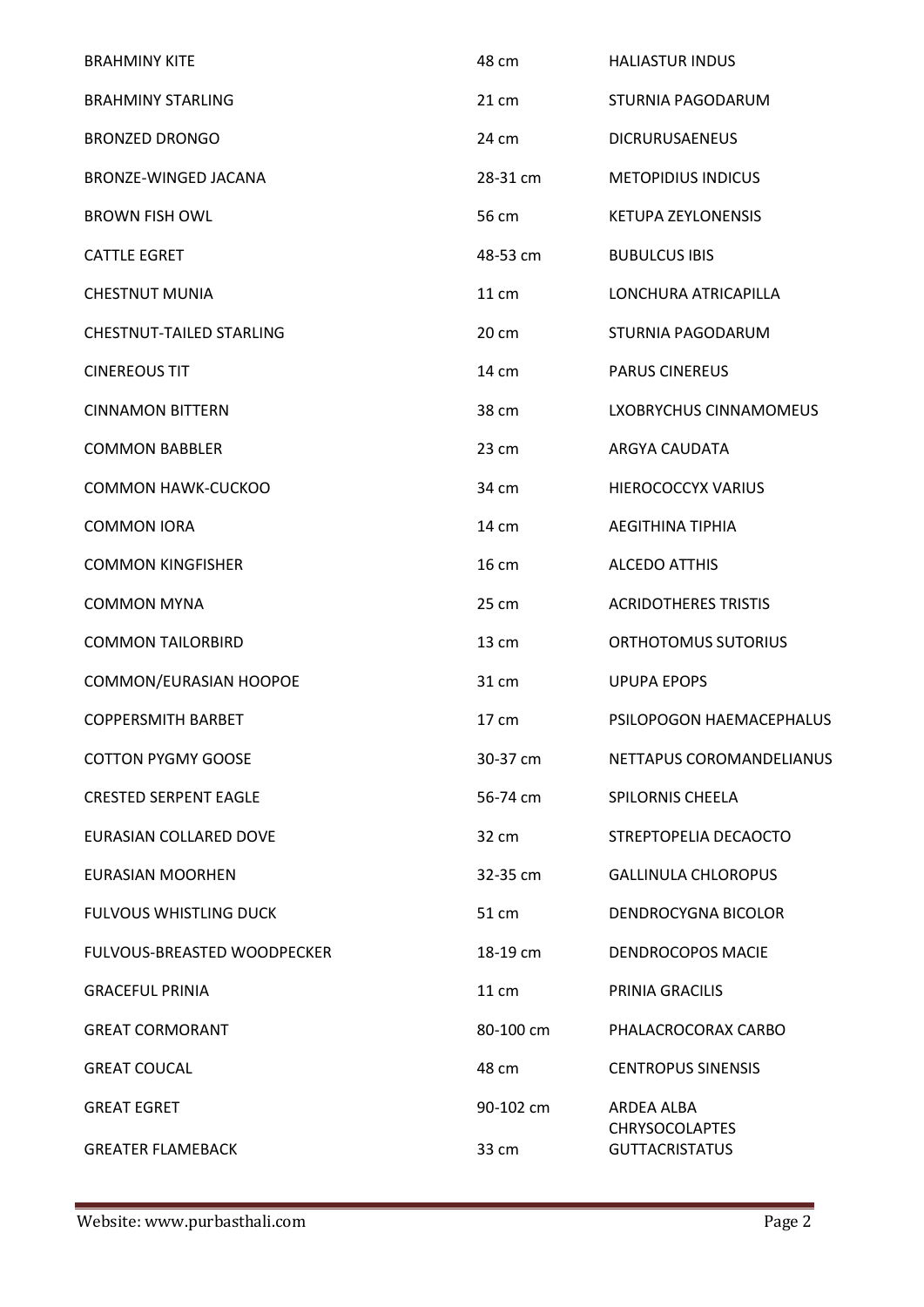| | | |
|---|---|---|
| BRAHMINY KITE | 48 cm | HALIASTUR INDUS |
| BRAHMINY STARLING | 21 cm | STURNIA PAGODARUM |
| BRONZED DRONGO | 24 cm | DICRURUSAENEUS |
| BRONZE-WINGED JACANA | 28-31 cm | METOPIDIUS INDICUS |
| BROWN FISH OWL | 56 cm | KETUPA ZEYLONENSIS |
| CATTLE EGRET | 48-53 cm | BUBULCUS IBIS |
| CHESTNUT MUNIA | 11 cm | LONCHURA ATRICAPILLA |
| CHESTNUT-TAILED STARLING | 20 cm | STURNIA PAGODARUM |
| CINEREOUS TIT | 14 cm | PARUS CINEREUS |
| CINNAMON BITTERN | 38 cm | LXOBRYCHUS CINNAMOMEUS |
| COMMON BABBLER | 23 cm | ARGYA CAUDATA |
| COMMON HAWK-CUCKOO | 34 cm | HIEROCOCCYX VARIUS |
| COMMON IORA | 14 cm | AEGITHINA TIPHIA |
| COMMON KINGFISHER | 16 cm | ALCEDO ATTHIS |
| COMMON MYNA | 25 cm | ACRIDOTHERES TRISTIS |
| COMMON TAILORBIRD | 13 cm | ORTHOTOMUS SUTORIUS |
| COMMON/EURASIAN HOOPOE | 31 cm | UPUPA EPOPS |
| COPPERSMITH BARBET | 17 cm | PSILOPOGON HAEMACEPHALUS |
| COTTON PYGMY GOOSE | 30-37 cm | NETTAPUS COROMANDELIANUS |
| CRESTED SERPENT EAGLE | 56-74 cm | SPILORNIS CHEELA |
| EURASIAN COLLARED DOVE | 32 cm | STREPTOPELIA DECAOCTO |
| EURASIAN MOORHEN | 32-35 cm | GALLINULA CHLOROPUS |
| FULVOUS WHISTLING DUCK | 51 cm | DENDROCYGNA BICOLOR |
| FULVOUS-BREASTED WOODPECKER | 18-19 cm | DENDROCOPOS MACIE |
| GRACEFUL PRINIA | 11 cm | PRINIA GRACILIS |
| GREAT CORMORANT | 80-100 cm | PHALACROCORAX CARBO |
| GREAT COUCAL | 48 cm | CENTROPUS SINENSIS |
| GREAT EGRET | 90-102 cm | ARDEA ALBA |
| GREATER FLAMEBACK | 33 cm | CHRYSOCOLAPTES GUTTACRISTATUS |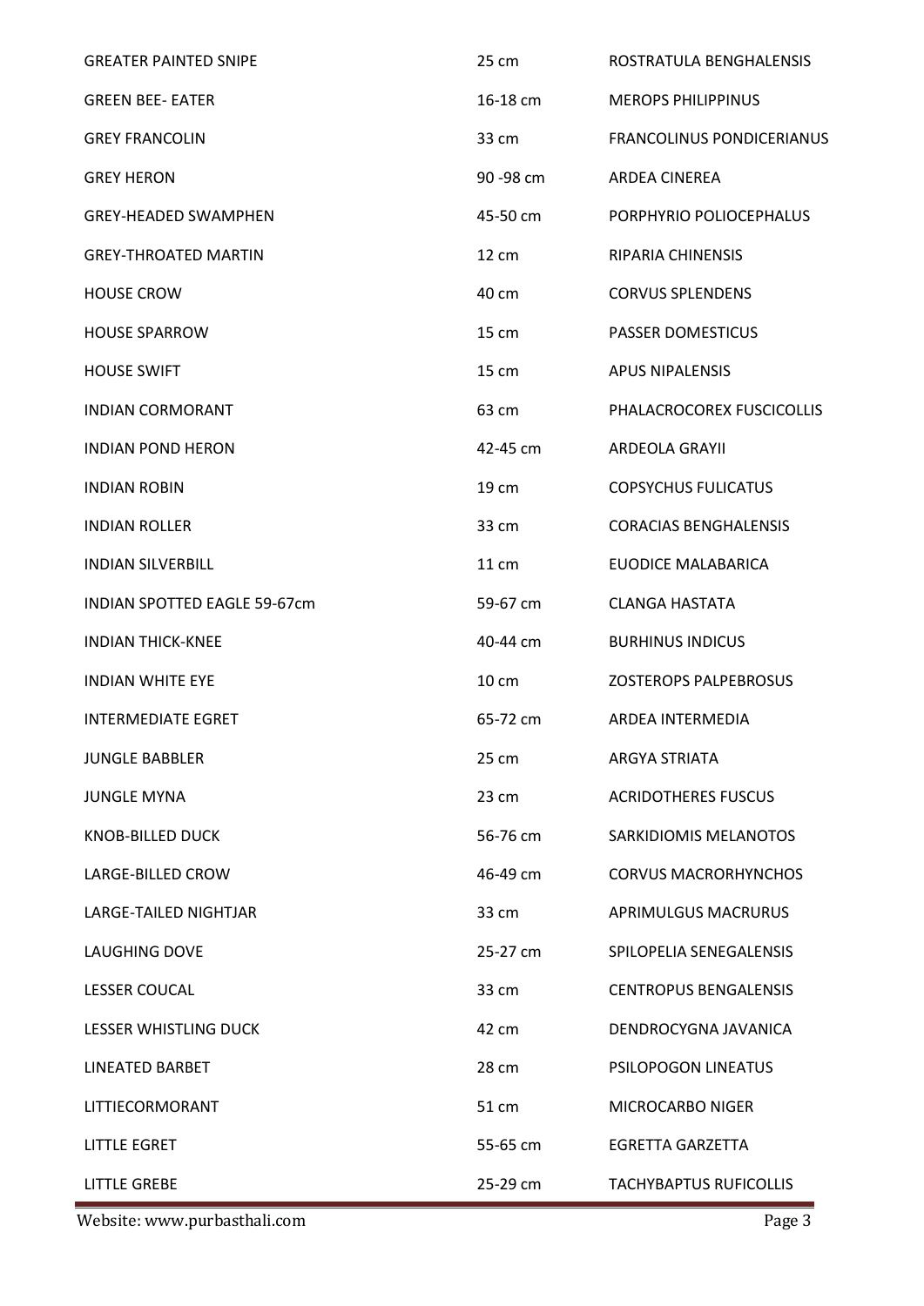| | | |
|---|---|---|
| GREATER PAINTED SNIPE | 25 cm | ROSTRATULA BENGHALENSIS |
| GREEN BEE- EATER | 16-18 cm | MEROPS PHILIPPINUS |
| GREY FRANCOLIN | 33 cm | FRANCOLINUS PONDICERIANUS |
| GREY HERON | 90 -98 cm | ARDEA CINEREA |
| GREY-HEADED SWAMPHEN | 45-50 cm | PORPHYRIO POLIOCEPHALUS |
| GREY-THROATED MARTIN | 12 cm | RIPARIA CHINENSIS |
| HOUSE CROW | 40 cm | CORVUS SPLENDENS |
| HOUSE SPARROW | 15 cm | PASSER DOMESTICUS |
| HOUSE SWIFT | 15 cm | APUS NIPALENSIS |
| INDIAN CORMORANT | 63 cm | PHALACROCOREX FUSCICOLLIS |
| INDIAN POND HERON | 42-45 cm | ARDEOLA GRAYII |
| INDIAN ROBIN | 19 cm | COPSYCHUS FULICATUS |
| INDIAN ROLLER | 33 cm | CORACIAS BENGHALENSIS |
| INDIAN SILVERBILL | 11 cm | EUODICE MALABARICA |
| INDIAN SPOTTED EAGLE 59-67cm | 59-67 cm | CLANGA HASTATA |
| INDIAN THICK-KNEE | 40-44 cm | BURHINUS INDICUS |
| INDIAN WHITE EYE | 10 cm | ZOSTEROPS PALPEBROSUS |
| INTERMEDIATE EGRET | 65-72 cm | ARDEA INTERMEDIA |
| JUNGLE BABBLER | 25 cm | ARGYA STRIATA |
| JUNGLE MYNA | 23 cm | ACRIDOTHERES FUSCUS |
| KNOB-BILLED DUCK | 56-76 cm | SARKIDIOMIS MELANOTOS |
| LARGE-BILLED CROW | 46-49 cm | CORVUS MACRORHYNCHOS |
| LARGE-TAILED NIGHTJAR | 33 cm | APRIMULGUS MACRURUS |
| LAUGHING DOVE | 25-27 cm | SPILOPELIA SENEGALENSIS |
| LESSER COUCAL | 33 cm | CENTROPUS BENGALENSIS |
| LESSER WHISTLING DUCK | 42 cm | DENDROCYGNA JAVANICA |
| LINEATED BARBET | 28 cm | PSILOPOGON LINEATUS |
| LITTIECORMORANT | 51 cm | MICROCARBO NIGER |
| LITTLE EGRET | 55-65 cm | EGRETTA GARZETTA |
| LITTLE GREBE | 25-29 cm | TACHYBAPTUS RUFICOLLIS |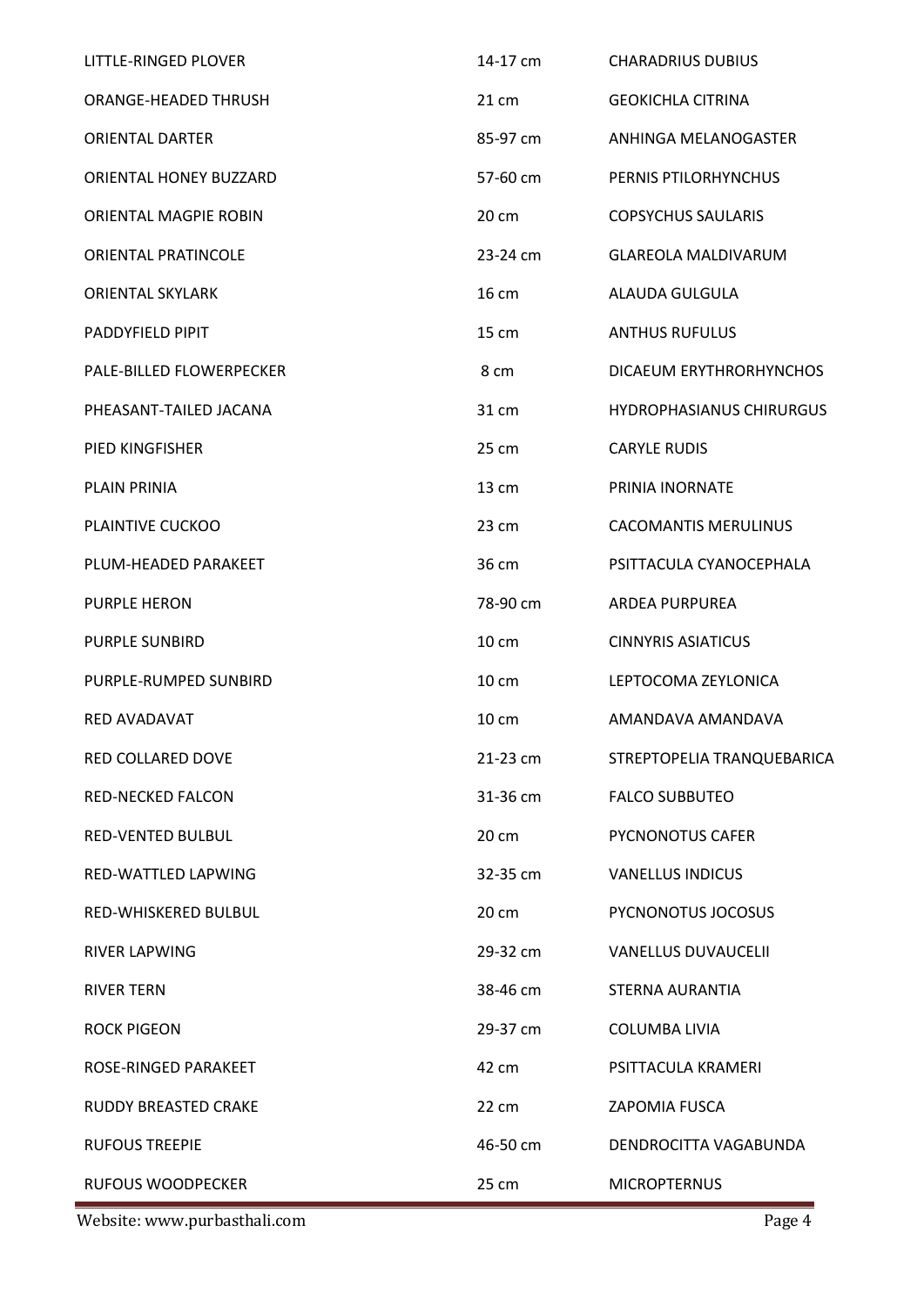| | | |
|---|---|---|
| LITTLE-RINGED PLOVER | 14-17 cm | CHARADRIUS DUBIUS |
| ORANGE-HEADED THRUSH | 21 cm | GEOKICHLA CITRINA |
| ORIENTAL DARTER | 85-97 cm | ANHINGA MELANOGASTER |
| ORIENTAL HONEY BUZZARD | 57-60 cm | PERNIS PTILORHYNCHUS |
| ORIENTAL MAGPIE ROBIN | 20 cm | COPSYCHUS SAULARIS |
| ORIENTAL PRATINCOLE | 23-24 cm | GLAREOLA MALDIVARUM |
| ORIENTAL SKYLARK | 16 cm | ALAUDA GULGULA |
| PADDYFIELD PIPIT | 15 cm | ANTHUS RUFULUS |
| PALE-BILLED FLOWERPECKER | 8 cm | DICAEUM ERYTHRORHYNCHOS |
| PHEASANT-TAILED JACANA | 31 cm | HYDROPHASIANUS CHIRURGUS |
| PIED KINGFISHER | 25 cm | CARYLE RUDIS |
| PLAIN PRINIA | 13 cm | PRINIA INORNATE |
| PLAINTIVE CUCKOO | 23 cm | CACOMANTIS MERULINUS |
| PLUM-HEADED PARAKEET | 36 cm | PSITTACULA CYANOCEPHALA |
| PURPLE HERON | 78-90 cm | ARDEA PURPUREA |
| PURPLE SUNBIRD | 10 cm | CINNYRIS ASIATICUS |
| PURPLE-RUMPED SUNBIRD | 10 cm | LEPTOCOMA ZEYLONICA |
| RED AVADAVAT | 10 cm | AMANDAVA AMANDAVA |
| RED COLLARED DOVE | 21-23 cm | STREPTOPELIA TRANQUEBARICA |
| RED-NECKED FALCON | 31-36 cm | FALCO SUBBUTEO |
| RED-VENTED BULBUL | 20 cm | PYCNONOTUS CAFER |
| RED-WATTLED LAPWING | 32-35 cm | VANELLUS INDICUS |
| RED-WHISKERED BULBUL | 20 cm | PYCNONOTUS JOCOSUS |
| RIVER LAPWING | 29-32 cm | VANELLUS DUVAUCELII |
| RIVER TERN | 38-46 cm | STERNA AURANTIA |
| ROCK PIGEON | 29-37 cm | COLUMBA LIVIA |
| ROSE-RINGED PARAKEET | 42 cm | PSITTACULA KRAMERI |
| RUDDY BREASTED CRAKE | 22 cm | ZAPOMIA FUSCA |
| RUFOUS TREEPIE | 46-50 cm | DENDROCITTA VAGABUNDA |
| RUFOUS WOODPECKER | 25 cm | MICROPTERNUS |

Website: www.purbasthali.com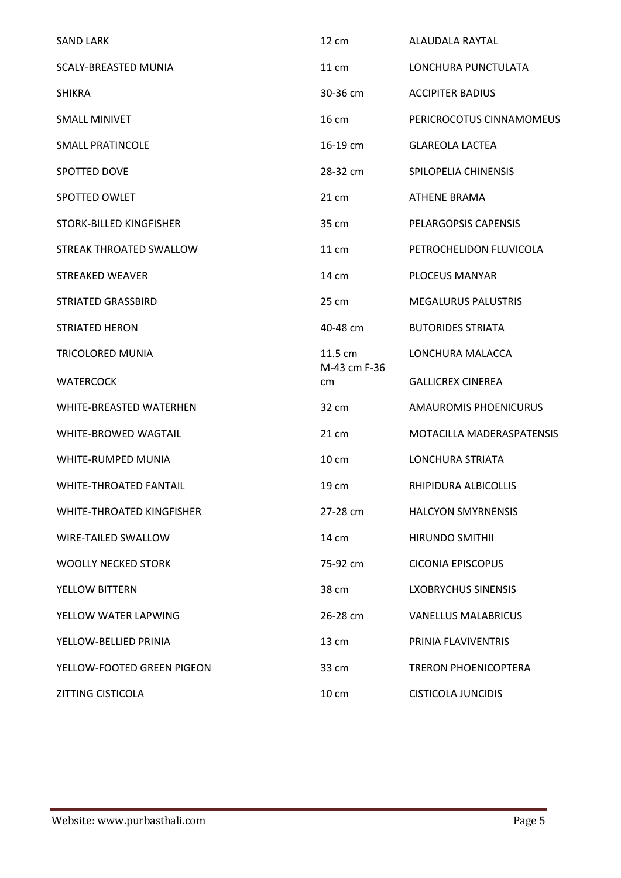| | | |
|---|---|---|
| SAND LARK | 12 cm | ALAUDALA RAYTAL |
| SCALY-BREASTED MUNIA | 11 cm | LONCHURA PUNCTULATA |
| SHIKRA | 30-36 cm | ACCIPITER BADIUS |
| SMALL MINIVET | 16 cm | PERICROCOTUS CINNAMOMEUS |
| SMALL PRATINCOLE | 16-19 cm | GLAREOLA LACTEA |
| SPOTTED DOVE | 28-32 cm | SPILOPELIA CHINENSIS |
| SPOTTED OWLET | 21 cm | ATHENE BRAMA |
| STORK-BILLED KINGFISHER | 35 cm | PELARGOPSIS CAPENSIS |
| STREAK THROATED SWALLOW | 11 cm | PETROCHELIDON FLUVICOLA |
| STREAKED WEAVER | 14 cm | PLOCEUS MANYAR |
| STRIATED GRASSBIRD | 25 cm | MEGALURUS PALUSTRIS |
| STRIATED HERON | 40-48 cm | BUTORIDES STRIATA |
| TRICOLORED MUNIA | 11.5 cm | LONCHURA MALACCA |
| WATERCOCK | M-43 cm F-36 cm | GALLICREX CINEREA |
| WHITE-BREASTED WATERHEN | 32 cm | AMAUROMIS PHOENICURUS |
| WHITE-BROWED WAGTAIL | 21 cm | MOTACILLA MADERASPATENSIS |
| WHITE-RUMPED MUNIA | 10 cm | LONCHURA STRIATA |
| WHITE-THROATED FANTAIL | 19 cm | RHIPIDURA ALBICOLLIS |
| WHITE-THROATED KINGFISHER | 27-28 cm | HALCYON SMYRNENSIS |
| WIRE-TAILED SWALLOW | 14 cm | HIRUNDO SMITHII |
| WOOLLY NECKED STORK | 75-92 cm | CICONIA EPISCOPUS |
| YELLOW BITTERN | 38 cm | LXOBRYCHUS SINENSIS |
| YELLOW WATER LAPWING | 26-28 cm | VANELLUS MALABRICUS |
| YELLOW-BELLIED PRINIA | 13 cm | PRINIA FLAVIVENTRIS |
| YELLOW-FOOTED GREEN PIGEON | 33 cm | TRERON PHOENICOPTERA |
| ZITTING CISTICOLA | 10 cm | CISTICOLA JUNCIDIS |